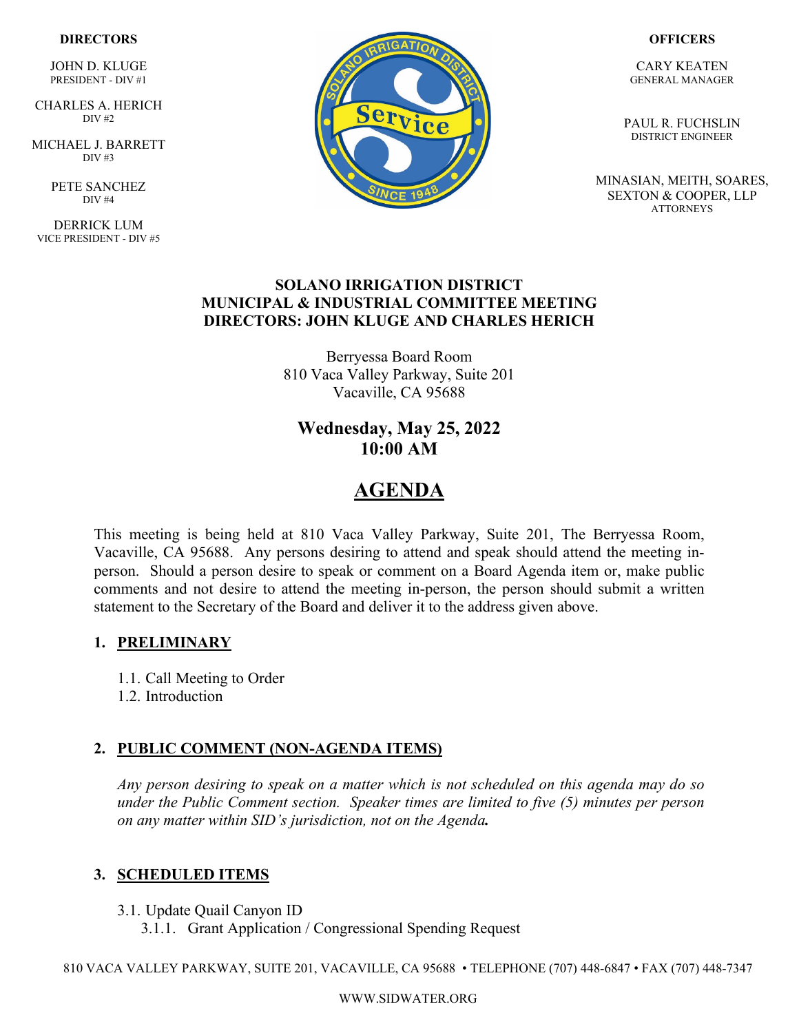**DIRECTORS**

JOHN D. KLUGE
PRESIDENT - DIV #1

CHARLES A. HERICH
DIV #2

MICHAEL J. BARRETT
DIV #3

PETE SANCHEZ
DIV #4

DERRICK LUM
VICE PRESIDENT - DIV #5

**OFFICERS**

CARY KEATEN
GENERAL MANAGER

PAUL R. FUCHSLIN
DISTRICT ENGINEER

MINASIAN, MEITH, SOARES, SEXTON & COOPER, LLP
ATTORNEYS

**SOLANO IRRIGATION DISTRICT**
**MUNICIPAL & INDUSTRIAL COMMITTEE MEETING**
**DIRECTORS: JOHN KLUGE AND CHARLES HERICH**

Berryessa Board Room
810 Vaca Valley Parkway, Suite 201
Vacaville, CA 95688

**Wednesday, May 25, 2022**
**10:00 AM**

# AGENDA

This meeting is being held at 810 Vaca Valley Parkway, Suite 201, The Berryessa Room, Vacaville, CA 95688. Any persons desiring to attend and speak should attend the meeting in-person. Should a person desire to speak or comment on a Board Agenda item or, make public comments and not desire to attend the meeting in-person, the person should submit a written statement to the Secretary of the Board and deliver it to the address given above.

## 1. PRELIMINARY

1.1. Call Meeting to Order
1.2. Introduction

## 2. PUBLIC COMMENT (NON-AGENDA ITEMS)

*Any person desiring to speak on a matter which is not scheduled on this agenda may do so under the Public Comment section. Speaker times are limited to five (5) minutes per person on any matter within SID's jurisdiction, not on the Agenda.*

## 3. SCHEDULED ITEMS

3.1. Update Quail Canyon ID
   3.1.1. Grant Application / Congressional Spending Request

810 VACA VALLEY PARKWAY, SUITE 201, VACAVILLE, CA 95688 • TELEPHONE (707) 448-6847 • FAX (707) 448-7347

WWW.SIDWATER.ORG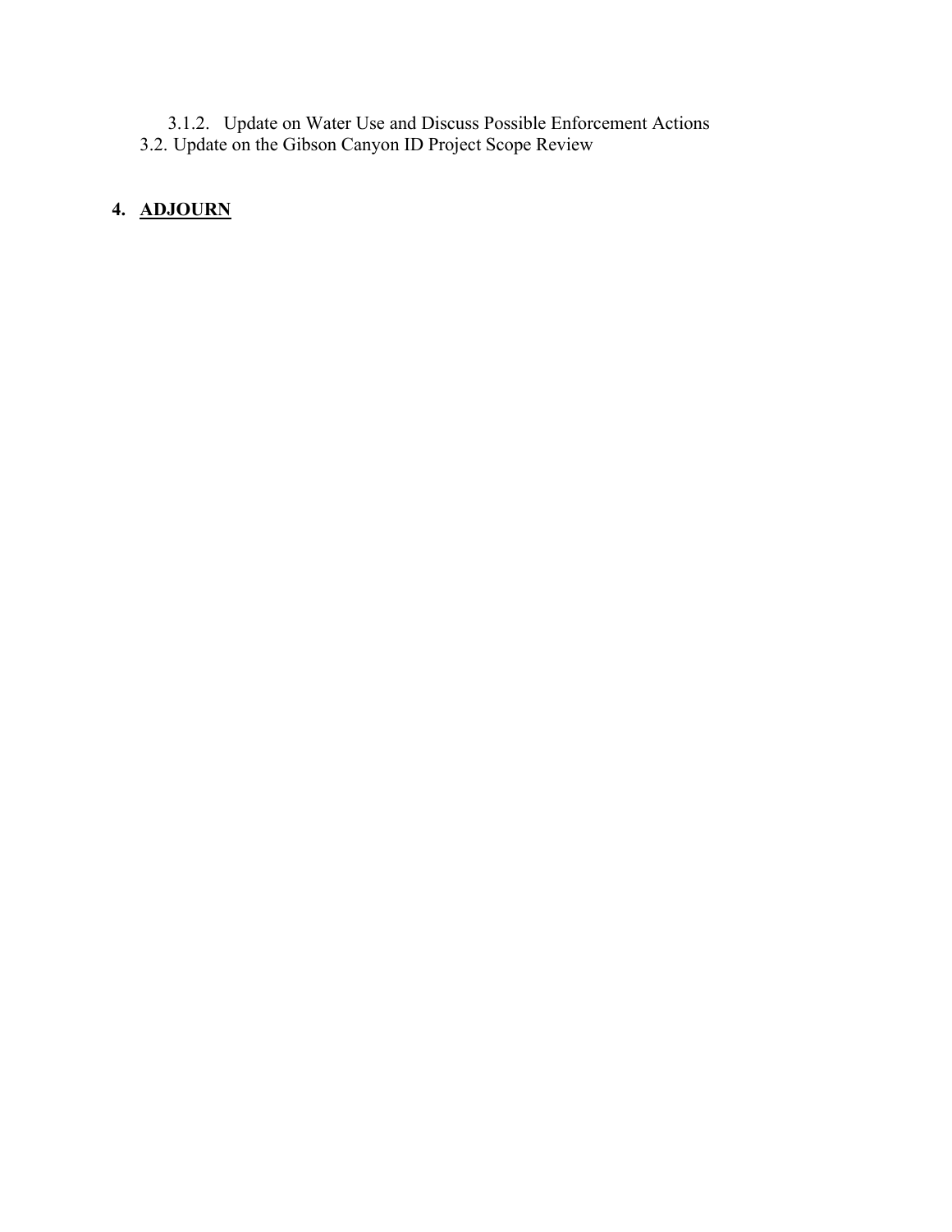3.1.2. Update on Water Use and Discuss Possible Enforcement Actions

3.2. Update on the Gibson Canyon ID Project Scope Review

## 4. <u>ADJOURN</u>